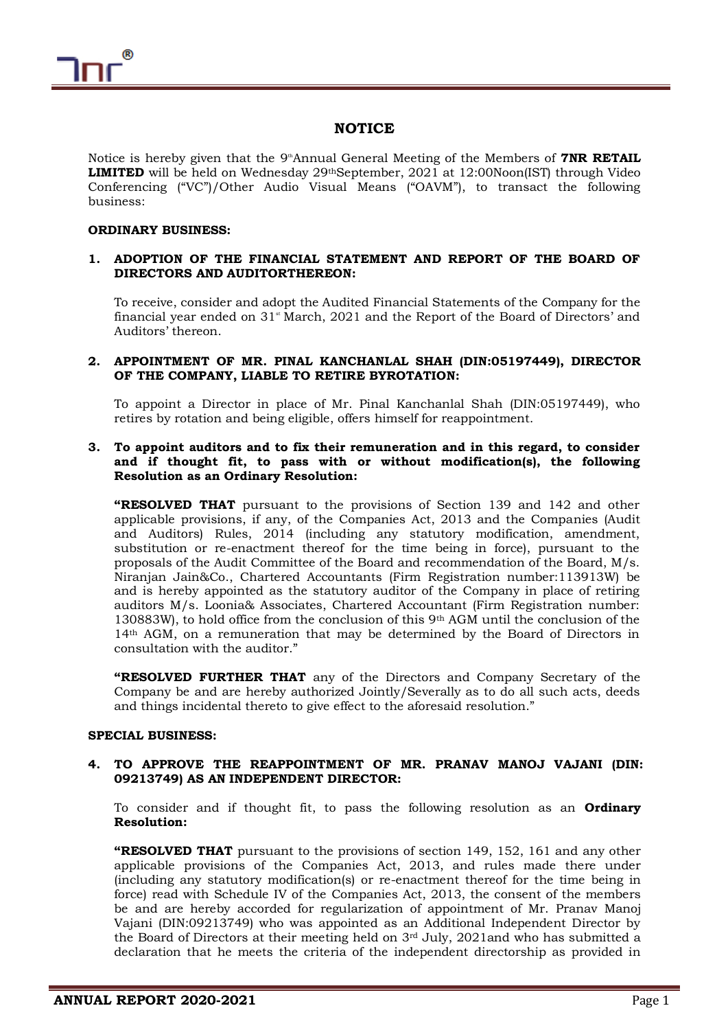# NOTICE

Notice is hereby given that the 9thAnnual General Meeting of the Members of **7NR RETAIL LIMITED** will be held on Wednesday 29thSeptember, 2021 at 12:00Noon(IST) through Video Conferencing ("VC")/Other Audio Visual Means ("OAVM"), to transact the following business:

**ORDINARY BUSINESS:**

1. **ADOPTION OF THE FINANCIAL STATEMENT AND REPORT OF THE BOARD OF DIRECTORS AND AUDITORTHEREON:**

   To receive, consider and adopt the Audited Financial Statements of the Company for the financial year ended on 31st March, 2021 and the Report of the Board of Directors' and Auditors' thereon.

2. **APPOINTMENT OF MR. PINAL KANCHANLAL SHAH (DIN:05197449), DIRECTOR OF THE COMPANY, LIABLE TO RETIRE BYROTATION:**

   To appoint a Director in place of Mr. Pinal Kanchanlal Shah (DIN:05197449), who retires by rotation and being eligible, offers himself for reappointment.

3. **To appoint auditors and to fix their remuneration and in this regard, to consider and if thought fit, to pass with or without modification(s), the following Resolution as an Ordinary Resolution:**

   **"RESOLVED THAT** pursuant to the provisions of Section 139 and 142 and other applicable provisions, if any, of the Companies Act, 2013 and the Companies (Audit and Auditors) Rules, 2014 (including any statutory modification, amendment, substitution or re-enactment thereof for the time being in force), pursuant to the proposals of the Audit Committee of the Board and recommendation of the Board, M/s. Niranjan Jain&Co., Chartered Accountants (Firm Registration number:113913W) be and is hereby appointed as the statutory auditor of the Company in place of retiring auditors M/s. Loonia& Associates, Chartered Accountant (Firm Registration number: 130883W), to hold office from the conclusion of this 9th AGM until the conclusion of the 14th AGM, on a remuneration that may be determined by the Board of Directors in consultation with the auditor."

   **"RESOLVED FURTHER THAT** any of the Directors and Company Secretary of the Company be and are hereby authorized Jointly/Severally as to do all such acts, deeds and things incidental thereto to give effect to the aforesaid resolution."

**SPECIAL BUSINESS:**

4. **TO APPROVE THE REAPPOINTMENT OF MR. PRANAV MANOJ VAJANI (DIN: 09213749) AS AN INDEPENDENT DIRECTOR:**

   To consider and if thought fit, to pass the following resolution as an **Ordinary Resolution:**

   **"RESOLVED THAT** pursuant to the provisions of section 149, 152, 161 and any other applicable provisions of the Companies Act, 2013, and rules made there under (including any statutory modification(s) or re-enactment thereof for the time being in force) read with Schedule IV of the Companies Act, 2013, the consent of the members be and are hereby accorded for regularization of appointment of Mr. Pranav Manoj Vajani (DIN:09213749) who was appointed as an Additional Independent Director by the Board of Directors at their meeting held on 3rd July, 2021and who has submitted a declaration that he meets the criteria of the independent directorship as provided in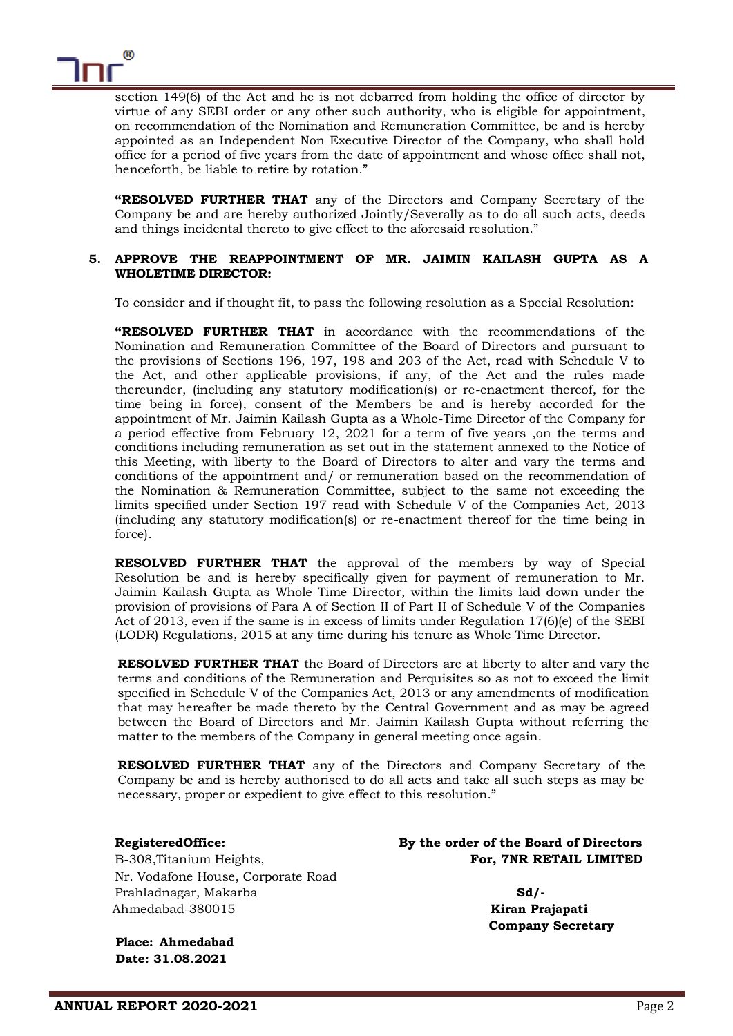section 149(6) of the Act and he is not debarred from holding the office of director by virtue of any SEBI order or any other such authority, who is eligible for appointment, on recommendation of the Nomination and Remuneration Committee, be and is hereby appointed as an Independent Non Executive Director of the Company, who shall hold office for a period of five years from the date of appointment and whose office shall not, henceforth, be liable to retire by rotation."

**"RESOLVED FURTHER THAT** any of the Directors and Company Secretary of the Company be and are hereby authorized Jointly/Severally as to do all such acts, deeds and things incidental thereto to give effect to the aforesaid resolution."

**5. APPROVE THE REAPPOINTMENT OF MR. JAIMIN KAILASH GUPTA AS A WHOLETIME DIRECTOR:**

To consider and if thought fit, to pass the following resolution as a Special Resolution:

**"RESOLVED FURTHER THAT** in accordance with the recommendations of the Nomination and Remuneration Committee of the Board of Directors and pursuant to the provisions of Sections 196, 197, 198 and 203 of the Act, read with Schedule V to the Act, and other applicable provisions, if any, of the Act and the rules made thereunder, (including any statutory modification(s) or re-enactment thereof, for the time being in force), consent of the Members be and is hereby accorded for the appointment of Mr. Jaimin Kailash Gupta as a Whole-Time Director of the Company for a period effective from February 12, 2021 for a term of five years ,on the terms and conditions including remuneration as set out in the statement annexed to the Notice of this Meeting, with liberty to the Board of Directors to alter and vary the terms and conditions of the appointment and/ or remuneration based on the recommendation of the Nomination & Remuneration Committee, subject to the same not exceeding the limits specified under Section 197 read with Schedule V of the Companies Act, 2013 (including any statutory modification(s) or re-enactment thereof for the time being in force).

**RESOLVED FURTHER THAT** the approval of the members by way of Special Resolution be and is hereby specifically given for payment of remuneration to Mr. Jaimin Kailash Gupta as Whole Time Director, within the limits laid down under the provision of provisions of Para A of Section II of Part II of Schedule V of the Companies Act of 2013, even if the same is in excess of limits under Regulation 17(6)(e) of the SEBI (LODR) Regulations, 2015 at any time during his tenure as Whole Time Director.

**RESOLVED FURTHER THAT** the Board of Directors are at liberty to alter and vary the terms and conditions of the Remuneration and Perquisites so as not to exceed the limit specified in Schedule V of the Companies Act, 2013 or any amendments of modification that may hereafter be made thereto by the Central Government and as may be agreed between the Board of Directors and Mr. Jaimin Kailash Gupta without referring the matter to the members of the Company in general meeting once again.

**RESOLVED FURTHER THAT** any of the Directors and Company Secretary of the Company be and is hereby authorised to do all acts and take all such steps as may be necessary, proper or expedient to give effect to this resolution."

**RegisteredOffice:**
B-308,Titanium Heights,
Nr. Vodafone House, Corporate Road
Prahladnagar, Makarba
Ahmedabad-380015

**Place: Ahmedabad**
**Date: 31.08.2021**

**By the order of the Board of Directors**
**For, 7NR RETAIL LIMITED**

**Sd/-**
**Kiran Prajapati**
**Company Secretary**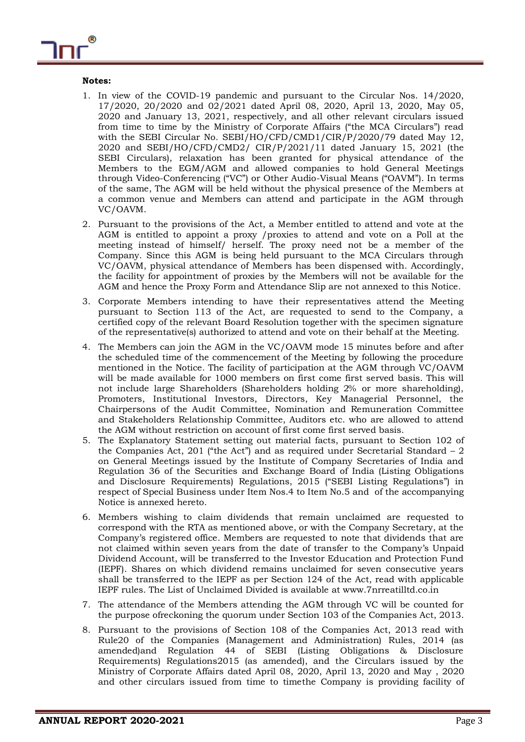**Notes:**

1. In view of the COVID-19 pandemic and pursuant to the Circular Nos. 14/2020, 17/2020, 20/2020 and 02/2021 dated April 08, 2020, April 13, 2020, May 05, 2020 and January 13, 2021, respectively, and all other relevant circulars issued from time to time by the Ministry of Corporate Affairs ("the MCA Circulars") read with the SEBI Circular No. SEBI/HO/CFD/CMD1/CIR/P/2020/79 dated May 12, 2020 and SEBI/HO/CFD/CMD2/ CIR/P/2021/11 dated January 15, 2021 (the SEBI Circulars), relaxation has been granted for physical attendance of the Members to the EGM/AGM and allowed companies to hold General Meetings through Video-Conferencing ("VC") or Other Audio-Visual Means ("OAVM"). In terms of the same, The AGM will be held without the physical presence of the Members at a common venue and Members can attend and participate in the AGM through VC/OAVM.
2. Pursuant to the provisions of the Act, a Member entitled to attend and vote at the AGM is entitled to appoint a proxy /proxies to attend and vote on a Poll at the meeting instead of himself/ herself. The proxy need not be a member of the Company. Since this AGM is being held pursuant to the MCA Circulars through VC/OAVM, physical attendance of Members has been dispensed with. Accordingly, the facility for appointment of proxies by the Members will not be available for the AGM and hence the Proxy Form and Attendance Slip are not annexed to this Notice.
3. Corporate Members intending to have their representatives attend the Meeting pursuant to Section 113 of the Act, are requested to send to the Company, a certified copy of the relevant Board Resolution together with the specimen signature of the representative(s) authorized to attend and vote on their behalf at the Meeting.
4. The Members can join the AGM in the VC/OAVM mode 15 minutes before and after the scheduled time of the commencement of the Meeting by following the procedure mentioned in the Notice. The facility of participation at the AGM through VC/OAVM will be made available for 1000 members on first come first served basis. This will not include large Shareholders (Shareholders holding 2% or more shareholding), Promoters, Institutional Investors, Directors, Key Managerial Personnel, the Chairpersons of the Audit Committee, Nomination and Remuneration Committee and Stakeholders Relationship Committee, Auditors etc. who are allowed to attend the AGM without restriction on account of first come first served basis.
5. The Explanatory Statement setting out material facts, pursuant to Section 102 of the Companies Act, 201 ("the Act") and as required under Secretarial Standard – 2 on General Meetings issued by the Institute of Company Secretaries of India and Regulation 36 of the Securities and Exchange Board of India (Listing Obligations and Disclosure Requirements) Regulations, 2015 ("SEBI Listing Regulations") in respect of Special Business under Item Nos.4 to Item No.5 and of the accompanying Notice is annexed hereto.
6. Members wishing to claim dividends that remain unclaimed are requested to correspond with the RTA as mentioned above, or with the Company Secretary, at the Company's registered office. Members are requested to note that dividends that are not claimed within seven years from the date of transfer to the Company's Unpaid Dividend Account, will be transferred to the Investor Education and Protection Fund (IEPF). Shares on which dividend remains unclaimed for seven consecutive years shall be transferred to the IEPF as per Section 124 of the Act, read with applicable IEPF rules. The List of Unclaimed Divided is available at www.7nrreatilltd.co.in
7. The attendance of the Members attending the AGM through VC will be counted for the purpose ofreckoning the quorum under Section 103 of the Companies Act, 2013.
8. Pursuant to the provisions of Section 108 of the Companies Act, 2013 read with Rule20 of the Companies (Management and Administration) Rules, 2014 (as amended)and Regulation 44 of SEBI (Listing Obligations & Disclosure Requirements) Regulations2015 (as amended), and the Circulars issued by the Ministry of Corporate Affairs dated April 08, 2020, April 13, 2020 and May , 2020 and other circulars issued from time to timethe Company is providing facility of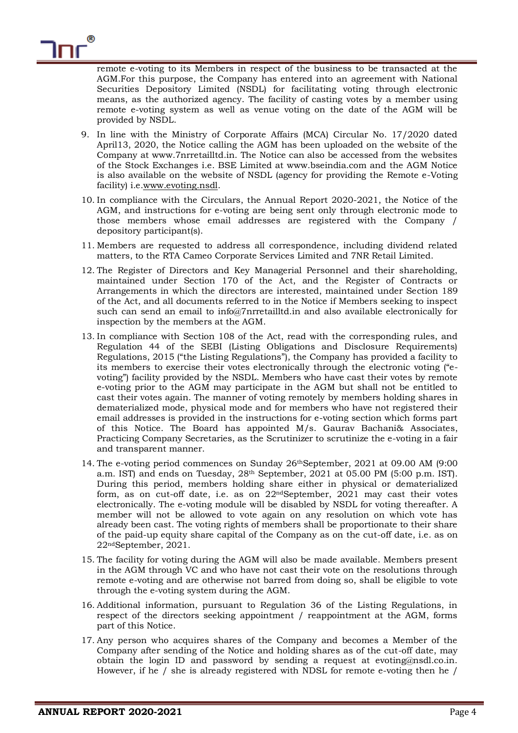remote e-voting to its Members in respect of the business to be transacted at the AGM.For this purpose, the Company has entered into an agreement with National Securities Depository Limited (NSDL) for facilitating voting through electronic means, as the authorized agency. The facility of casting votes by a member using remote e-voting system as well as venue voting on the date of the AGM will be provided by NSDL.

9. In line with the Ministry of Corporate Affairs (MCA) Circular No. 17/2020 dated April13, 2020, the Notice calling the AGM has been uploaded on the website of the Company at www.7nrretailltd.in. The Notice can also be accessed from the websites of the Stock Exchanges i.e. BSE Limited at www.bseindia.com and the AGM Notice is also available on the website of NSDL (agency for providing the Remote e-Voting facility) i.e.www.evoting.nsdl.

10. In compliance with the Circulars, the Annual Report 2020-2021, the Notice of the AGM, and instructions for e-voting are being sent only through electronic mode to those members whose email addresses are registered with the Company / depository participant(s).

11. Members are requested to address all correspondence, including dividend related matters, to the RTA Cameo Corporate Services Limited and 7NR Retail Limited.

12. The Register of Directors and Key Managerial Personnel and their shareholding, maintained under Section 170 of the Act, and the Register of Contracts or Arrangements in which the directors are interested, maintained under Section 189 of the Act, and all documents referred to in the Notice if Members seeking to inspect such can send an email to info@7nrretailltd.in and also available electronically for inspection by the members at the AGM.

13. In compliance with Section 108 of the Act, read with the corresponding rules, and Regulation 44 of the SEBI (Listing Obligations and Disclosure Requirements) Regulations, 2015 ("the Listing Regulations"), the Company has provided a facility to its members to exercise their votes electronically through the electronic voting ("e-voting") facility provided by the NSDL. Members who have cast their votes by remote e-voting prior to the AGM may participate in the AGM but shall not be entitled to cast their votes again. The manner of voting remotely by members holding shares in dematerialized mode, physical mode and for members who have not registered their email addresses is provided in the instructions for e-voting section which forms part of this Notice. The Board has appointed M/s. Gaurav Bachani& Associates, Practicing Company Secretaries, as the Scrutinizer to scrutinize the e-voting in a fair and transparent manner.

14. The e-voting period commences on Sunday 26thSeptember, 2021 at 09.00 AM (9:00 a.m. IST) and ends on Tuesday, 28th September, 2021 at 05.00 PM (5:00 p.m. IST). During this period, members holding share either in physical or dematerialized form, as on cut-off date, i.e. as on 22ndSeptember, 2021 may cast their votes electronically. The e-voting module will be disabled by NSDL for voting thereafter. A member will not be allowed to vote again on any resolution on which vote has already been cast. The voting rights of members shall be proportionate to their share of the paid-up equity share capital of the Company as on the cut-off date, i.e. as on 22ndSeptember, 2021.

15. The facility for voting during the AGM will also be made available. Members present in the AGM through VC and who have not cast their vote on the resolutions through remote e-voting and are otherwise not barred from doing so, shall be eligible to vote through the e-voting system during the AGM.

16. Additional information, pursuant to Regulation 36 of the Listing Regulations, in respect of the directors seeking appointment / reappointment at the AGM, forms part of this Notice.

17. Any person who acquires shares of the Company and becomes a Member of the Company after sending of the Notice and holding shares as of the cut-off date, may obtain the login ID and password by sending a request at evoting@nsdl.co.in. However, if he / she is already registered with NDSL for remote e-voting then he /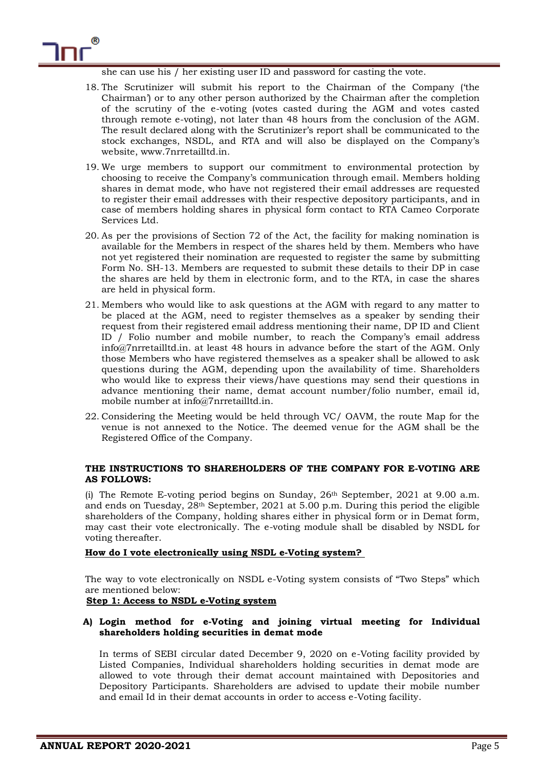she can use his / her existing user ID and password for casting the vote.

18. The Scrutinizer will submit his report to the Chairman of the Company ('the Chairman') or to any other person authorized by the Chairman after the completion of the scrutiny of the e-voting (votes casted during the AGM and votes casted through remote e-voting), not later than 48 hours from the conclusion of the AGM. The result declared along with the Scrutinizer's report shall be communicated to the stock exchanges, NSDL, and RTA and will also be displayed on the Company's website, www.7nrretailltd.in.

19. We urge members to support our commitment to environmental protection by choosing to receive the Company's communication through email. Members holding shares in demat mode, who have not registered their email addresses are requested to register their email addresses with their respective depository participants, and in case of members holding shares in physical form contact to RTA Cameo Corporate Services Ltd.

20. As per the provisions of Section 72 of the Act, the facility for making nomination is available for the Members in respect of the shares held by them. Members who have not yet registered their nomination are requested to register the same by submitting Form No. SH-13. Members are requested to submit these details to their DP in case the shares are held by them in electronic form, and to the RTA, in case the shares are held in physical form.

21. Members who would like to ask questions at the AGM with regard to any matter to be placed at the AGM, need to register themselves as a speaker by sending their request from their registered email address mentioning their name, DP ID and Client ID / Folio number and mobile number, to reach the Company's email address info@7nrretailltd.in. at least 48 hours in advance before the start of the AGM. Only those Members who have registered themselves as a speaker shall be allowed to ask questions during the AGM, depending upon the availability of time. Shareholders who would like to express their views/have questions may send their questions in advance mentioning their name, demat account number/folio number, email id, mobile number at info@7nrretailltd.in.

22. Considering the Meeting would be held through VC/ OAVM, the route Map for the venue is not annexed to the Notice. The deemed venue for the AGM shall be the Registered Office of the Company.

**THE INSTRUCTIONS TO SHAREHOLDERS OF THE COMPANY FOR E-VOTING ARE AS FOLLOWS:**

(i) The Remote E-voting period begins on Sunday, 26th September, 2021 at 9.00 a.m. and ends on Tuesday, 28th September, 2021 at 5.00 p.m. During this period the eligible shareholders of the Company, holding shares either in physical form or in Demat form, may cast their vote electronically. The e-voting module shall be disabled by NSDL for voting thereafter.

**How do I vote electronically using NSDL e-Voting system?**

The way to vote electronically on NSDL e-Voting system consists of "Two Steps" which are mentioned below:

**Step 1: Access to NSDL e-Voting system**

**A) Login method for e-Voting and joining virtual meeting for Individual shareholders holding securities in demat mode**

In terms of SEBI circular dated December 9, 2020 on e-Voting facility provided by Listed Companies, Individual shareholders holding securities in demat mode are allowed to vote through their demat account maintained with Depositories and Depository Participants. Shareholders are advised to update their mobile number and email Id in their demat accounts in order to access e-Voting facility.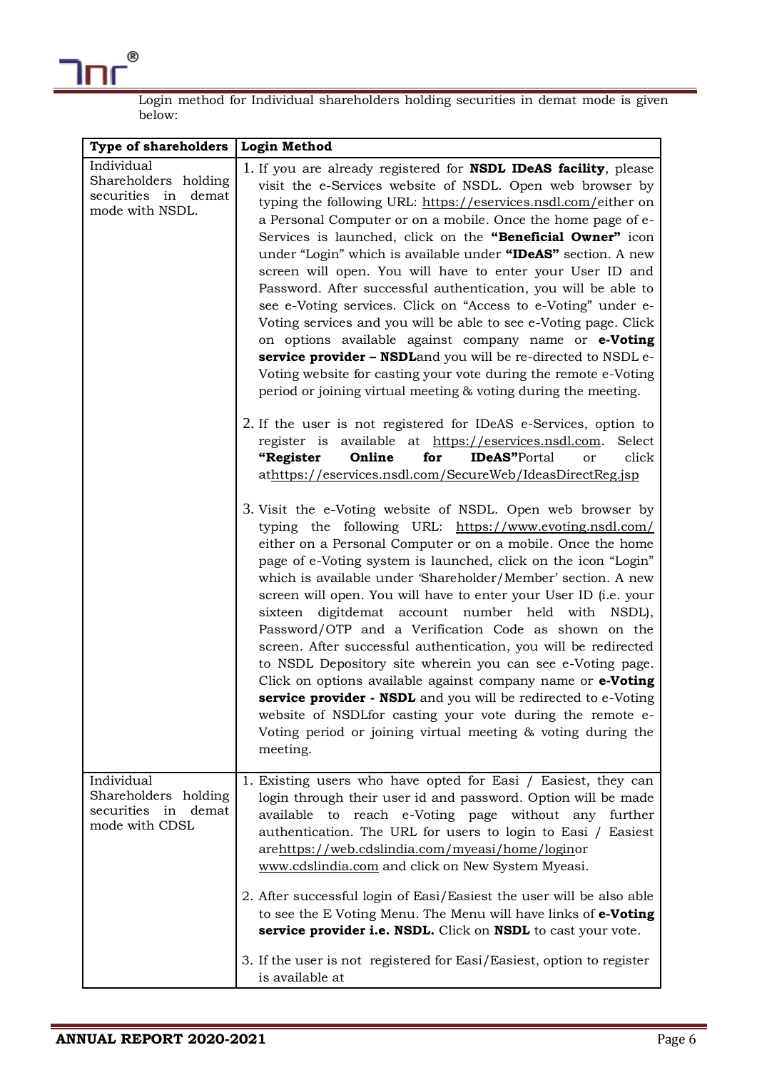Login method for Individual shareholders holding securities in demat mode is given below:

| Type of shareholders | Login Method |
|---|---|
| Individual Shareholders holding securities in demat mode with NSDL. | 1. If you are already registered for **NSDL IDeAS facility**, please visit the e-Services website of NSDL. Open web browser by typing the following URL: https://eservices.nsdl.com/either on a Personal Computer or on a mobile. Once the home page of e-Services is launched, click on the **"Beneficial Owner"** icon under "Login" which is available under **"IDeAS"** section. A new screen will open. You will have to enter your User ID and Password. After successful authentication, you will be able to see e-Voting services. Click on "Access to e-Voting" under e-Voting services and you will be able to see e-Voting page. Click on options available against company name or **e-Voting service provider – NSDL**and you will be re-directed to NSDL e-Voting website for casting your vote during the remote e-Voting period or joining virtual meeting & voting during the meeting.<br><br>2. If the user is not registered for IDeAS e-Services, option to register is available at https://eservices.nsdl.com. Select **"Register Online for IDeAS"**Portal or click athttps://eservices.nsdl.com/SecureWeb/IdeasDirectReg.jsp<br><br>3. Visit the e-Voting website of NSDL. Open web browser by typing the following URL: https://www.evoting.nsdl.com/ either on a Personal Computer or on a mobile. Once the home page of e-Voting system is launched, click on the icon "Login" which is available under 'Shareholder/Member' section. A new screen will open. You will have to enter your User ID (i.e. your sixteen digitdemat account number held with NSDL), Password/OTP and a Verification Code as shown on the screen. After successful authentication, you will be redirected to NSDL Depository site wherein you can see e-Voting page. Click on options available against company name or **e-Voting service provider - NSDL** and you will be redirected to e-Voting website of NSDLfor casting your vote during the remote e-Voting period or joining virtual meeting & voting during the meeting. |
| Individual Shareholders holding securities in demat mode with CDSL | 1. Existing users who have opted for Easi / Easiest, they can login through their user id and password. Option will be made available to reach e-Voting page without any further authentication. The URL for users to login to Easi / Easiest arehttps://web.cdslindia.com/myeasi/home/loginor www.cdslindia.com and click on New System Myeasi.<br><br>2. After successful login of Easi/Easiest the user will be also able to see the E Voting Menu. The Menu will have links of **e-Voting service provider i.e. NSDL.** Click on **NSDL** to cast your vote.<br><br>3. If the user is not registered for Easi/Easiest, option to register is available at |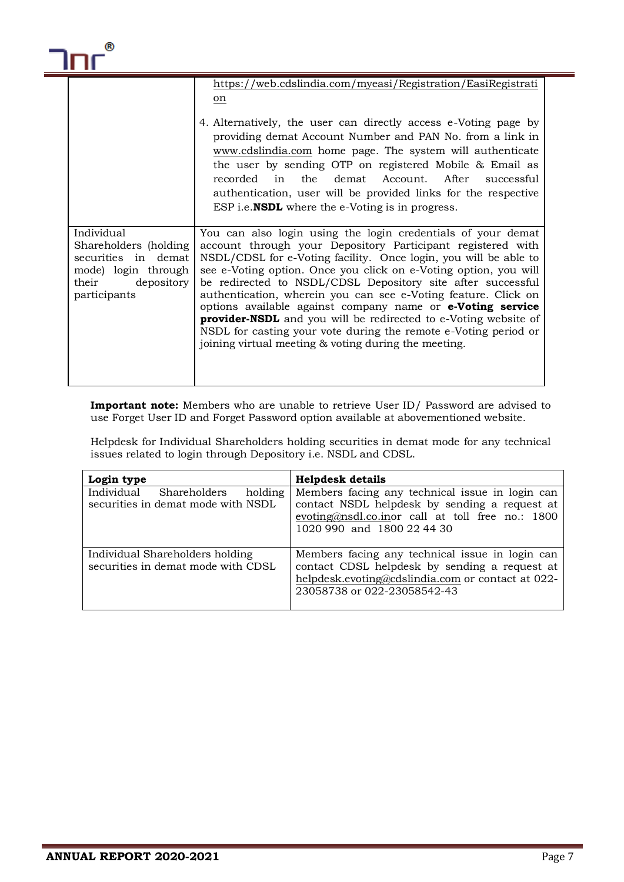| | |
|---|---|
| | https://web.cdslindia.com/myeasi/Registration/EasiRegistration<br><br>4. Alternatively, the user can directly access e-Voting page by providing demat Account Number and PAN No. from a link in www.cdslindia.com home page. The system will authenticate the user by sending OTP on registered Mobile & Email as recorded in the demat Account. After successful authentication, user will be provided links for the respective ESP i.e.**NSDL** where the e-Voting is in progress. |
| Individual Shareholders (holding securities in demat mode) login through their depository participants | You can also login using the login credentials of your demat account through your Depository Participant registered with NSDL/CDSL for e-Voting facility. Once login, you will be able to see e-Voting option. Once you click on e-Voting option, you will be redirected to NSDL/CDSL Depository site after successful authentication, wherein you can see e-Voting feature. Click on options available against company name or **e-Voting service provider-NSDL** and you will be redirected to e-Voting website of NSDL for casting your vote during the remote e-Voting period or joining virtual meeting & voting during the meeting. |

**Important note:** Members who are unable to retrieve User ID/ Password are advised to use Forget User ID and Forget Password option available at abovementioned website.

Helpdesk for Individual Shareholders holding securities in demat mode for any technical issues related to login through Depository i.e. NSDL and CDSL.

| **Login type** | **Helpdesk details** |
|---|---|
| Individual Shareholders holding securities in demat mode with NSDL | Members facing any technical issue in login can contact NSDL helpdesk by sending a request at evoting@nsdl.co.inor call at toll free no.: 1800 1020 990 and 1800 22 44 30 |
| Individual Shareholders holding securities in demat mode with CDSL | Members facing any technical issue in login can contact CDSL helpdesk by sending a request at helpdesk.evoting@cdslindia.com or contact at 022-23058738 or 022-23058542-43 |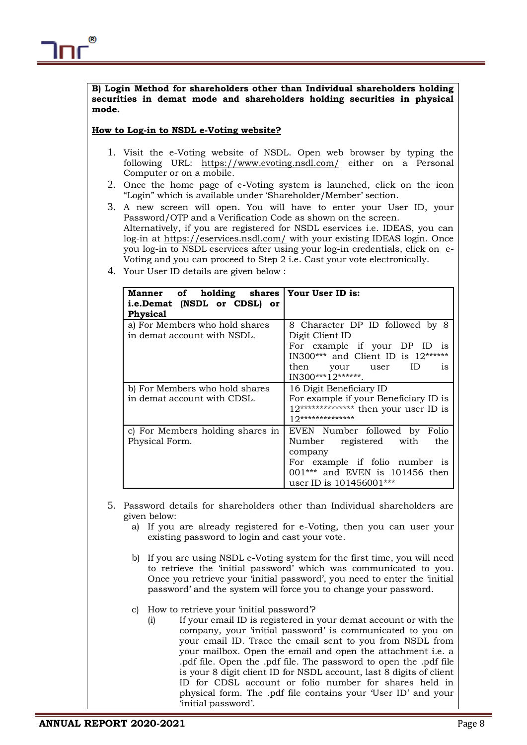**B) Login Method for shareholders other than Individual shareholders holding securities in demat mode and shareholders holding securities in physical mode.**

**How to Log-in to NSDL e-Voting website?**

1. Visit the e-Voting website of NSDL. Open web browser by typing the following URL: https://www.evoting.nsdl.com/ either on a Personal Computer or on a mobile.
2. Once the home page of e-Voting system is launched, click on the icon "Login" which is available under 'Shareholder/Member' section.
3. A new screen will open. You will have to enter your User ID, your Password/OTP and a Verification Code as shown on the screen.
   Alternatively, if you are registered for NSDL eservices i.e. IDEAS, you can log-in at https://eservices.nsdl.com/ with your existing IDEAS login. Once you log-in to NSDL eservices after using your log-in credentials, click on e-Voting and you can proceed to Step 2 i.e. Cast your vote electronically.
4. Your User ID details are given below :

| Manner of holding shares i.e.Demat (NSDL or CDSL) or Physical | Your User ID is: |
|---|---|
| a) For Members who hold shares in demat account with NSDL. | 8 Character DP ID followed by 8 Digit Client ID<br>For example if your DP ID is IN300*** and Client ID is 12****** then your user ID is IN300***12******. |
| b) For Members who hold shares in demat account with CDSL. | 16 Digit Beneficiary ID<br>For example if your Beneficiary ID is 12************** then your user ID is 12************** |
| c) For Members holding shares in Physical Form. | EVEN Number followed by Folio Number registered with the company<br>For example if folio number is 001*** and EVEN is 101456 then user ID is 101456001*** |

5. Password details for shareholders other than Individual shareholders are given below:
   a) If you are already registered for e-Voting, then you can user your existing password to login and cast your vote.

   b) If you are using NSDL e-Voting system for the first time, you will need to retrieve the 'initial password' which was communicated to you. Once you retrieve your 'initial password', you need to enter the 'initial password' and the system will force you to change your password.

   c) How to retrieve your 'initial password'?
      (i) If your email ID is registered in your demat account or with the company, your 'initial password' is communicated to you on your email ID. Trace the email sent to you from NSDL from your mailbox. Open the email and open the attachment i.e. a .pdf file. Open the .pdf file. The password to open the .pdf file is your 8 digit client ID for NSDL account, last 8 digits of client ID for CDSL account or folio number for shares held in physical form. The .pdf file contains your 'User ID' and your 'initial password'.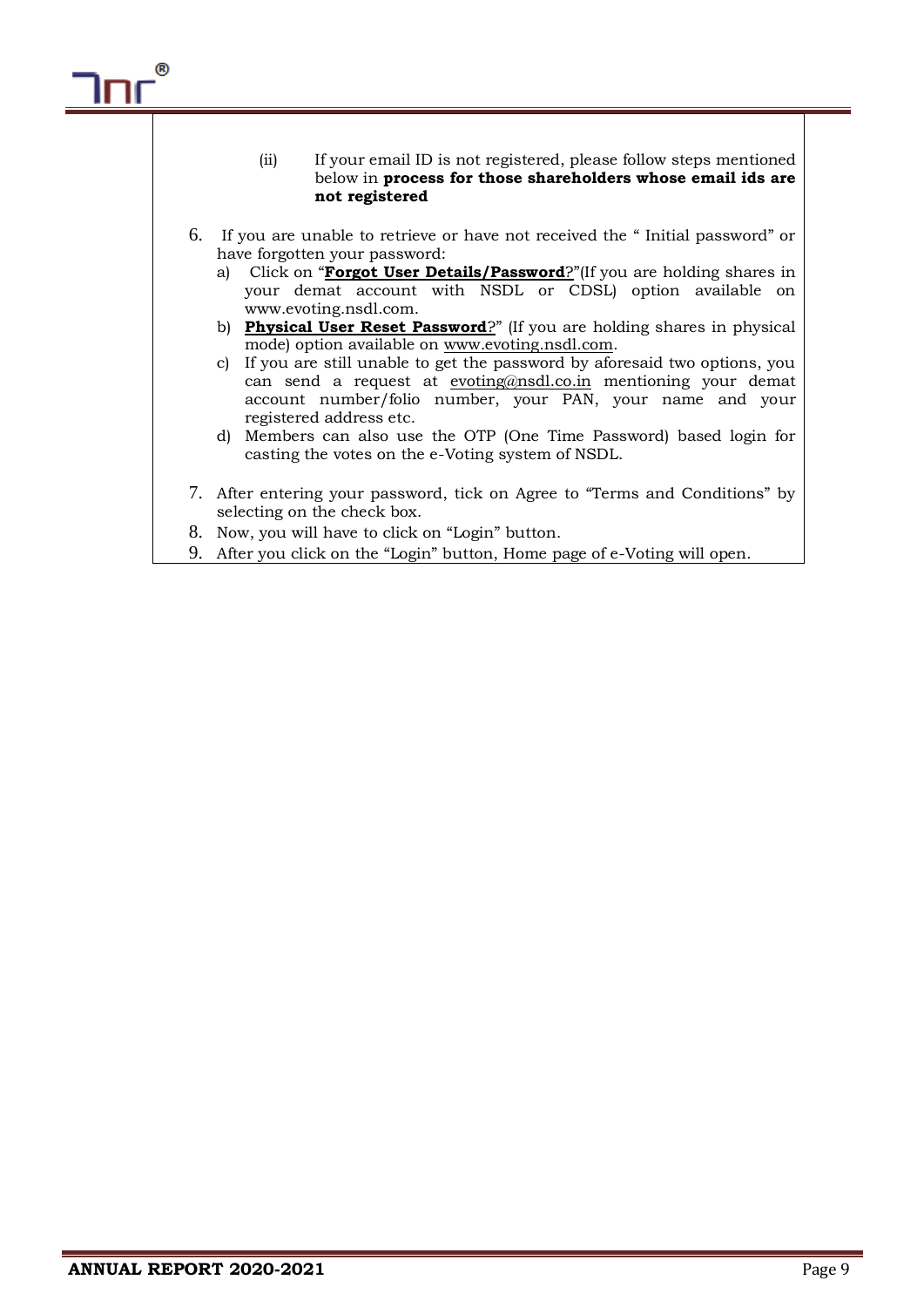(ii) If your email ID is not registered, please follow steps mentioned below in **process for those shareholders whose email ids are not registered**

6. If you are unable to retrieve or have not received the " Initial password" or have forgotten your password:
   a) Click on "**Forgot User Details/Password**?"(If you are holding shares in your demat account with NSDL or CDSL) option available on www.evoting.nsdl.com.
   b) **Physical User Reset Password**?" (If you are holding shares in physical mode) option available on www.evoting.nsdl.com.
   c) If you are still unable to get the password by aforesaid two options, you can send a request at evoting@nsdl.co.in mentioning your demat account number/folio number, your PAN, your name and your registered address etc.
   d) Members can also use the OTP (One Time Password) based login for casting the votes on the e-Voting system of NSDL.

7. After entering your password, tick on Agree to "Terms and Conditions" by selecting on the check box.
8. Now, you will have to click on "Login" button.
9. After you click on the "Login" button, Home page of e-Voting will open.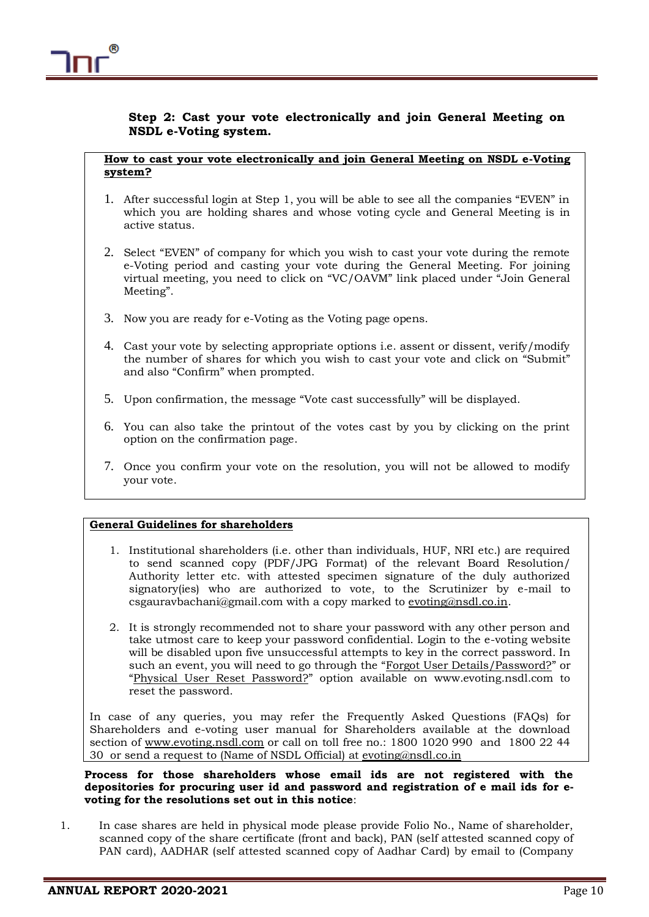**Step 2: Cast your vote electronically and join General Meeting on NSDL e-Voting system.**

**How to cast your vote electronically and join General Meeting on NSDL e-Voting system?**

1. After successful login at Step 1, you will be able to see all the companies "EVEN" in which you are holding shares and whose voting cycle and General Meeting is in active status.

2. Select "EVEN" of company for which you wish to cast your vote during the remote e-Voting period and casting your vote during the General Meeting. For joining virtual meeting, you need to click on "VC/OAVM" link placed under "Join General Meeting".

3. Now you are ready for e-Voting as the Voting page opens.

4. Cast your vote by selecting appropriate options i.e. assent or dissent, verify/modify the number of shares for which you wish to cast your vote and click on "Submit" and also "Confirm" when prompted.

5. Upon confirmation, the message "Vote cast successfully" will be displayed.

6. You can also take the printout of the votes cast by you by clicking on the print option on the confirmation page.

7. Once you confirm your vote on the resolution, you will not be allowed to modify your vote.

**General Guidelines for shareholders**

1. Institutional shareholders (i.e. other than individuals, HUF, NRI etc.) are required to send scanned copy (PDF/JPG Format) of the relevant Board Resolution/ Authority letter etc. with attested specimen signature of the duly authorized signatory(ies) who are authorized to vote, to the Scrutinizer by e-mail to csgauravbachani@gmail.com with a copy marked to evoting@nsdl.co.in.

2. It is strongly recommended not to share your password with any other person and take utmost care to keep your password confidential. Login to the e-voting website will be disabled upon five unsuccessful attempts to key in the correct password. In such an event, you will need to go through the "Forgot User Details/Password?" or "Physical User Reset Password?" option available on www.evoting.nsdl.com to reset the password.

In case of any queries, you may refer the Frequently Asked Questions (FAQs) for Shareholders and e-voting user manual for Shareholders available at the download section of www.evoting.nsdl.com or call on toll free no.: 1800 1020 990 and 1800 22 44 30 or send a request to (Name of NSDL Official) at evoting@nsdl.co.in

**Process for those shareholders whose email ids are not registered with the depositories for procuring user id and password and registration of e mail ids for e-voting for the resolutions set out in this notice**:

1. In case shares are held in physical mode please provide Folio No., Name of shareholder, scanned copy of the share certificate (front and back), PAN (self attested scanned copy of PAN card), AADHAR (self attested scanned copy of Aadhar Card) by email to (Company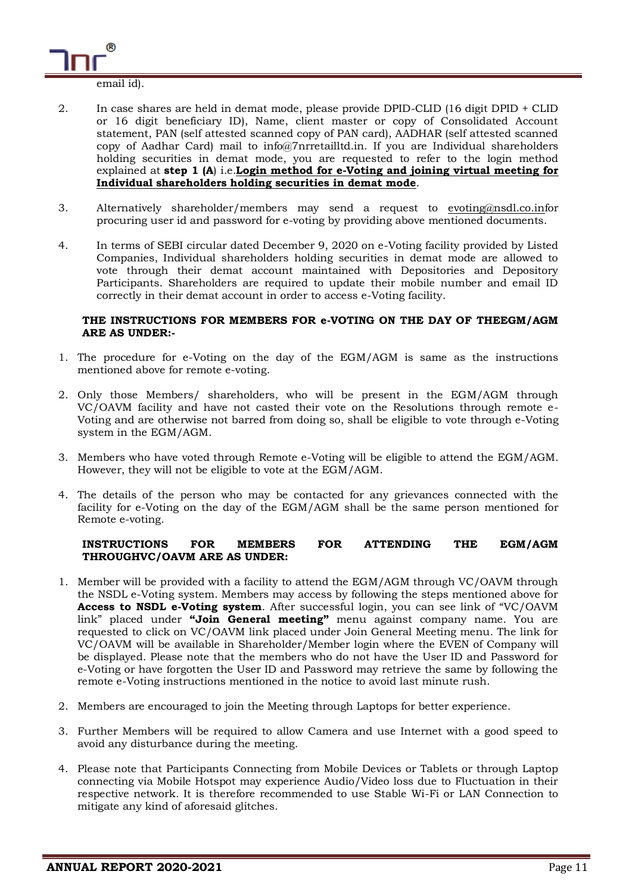email id).

2. In case shares are held in demat mode, please provide DPID-CLID (16 digit DPID + CLID or 16 digit beneficiary ID), Name, client master or copy of Consolidated Account statement, PAN (self attested scanned copy of PAN card), AADHAR (self attested scanned copy of Aadhar Card) mail to info@7nrretailltd.in. If you are Individual shareholders holding securities in demat mode, you are requested to refer to the login method explained at **step 1 (A**) i.e.**Login method for e-Voting and joining virtual meeting for Individual shareholders holding securities in demat mode**.

3. Alternatively shareholder/members may send a request to evoting@nsdl.co.infor procuring user id and password for e-voting by providing above mentioned documents.

4. In terms of SEBI circular dated December 9, 2020 on e-Voting facility provided by Listed Companies, Individual shareholders holding securities in demat mode are allowed to vote through their demat account maintained with Depositories and Depository Participants. Shareholders are required to update their mobile number and email ID correctly in their demat account in order to access e-Voting facility.

**THE INSTRUCTIONS FOR MEMBERS FOR e-VOTING ON THE DAY OF THEEGM/AGM ARE AS UNDER:-**

1. The procedure for e-Voting on the day of the EGM/AGM is same as the instructions mentioned above for remote e-voting.
2. Only those Members/ shareholders, who will be present in the EGM/AGM through VC/OAVM facility and have not casted their vote on the Resolutions through remote e-Voting and are otherwise not barred from doing so, shall be eligible to vote through e-Voting system in the EGM/AGM.
3. Members who have voted through Remote e-Voting will be eligible to attend the EGM/AGM. However, they will not be eligible to vote at the EGM/AGM.
4. The details of the person who may be contacted for any grievances connected with the facility for e-Voting on the day of the EGM/AGM shall be the same person mentioned for Remote e-voting.

**INSTRUCTIONS FOR MEMBERS FOR ATTENDING THE EGM/AGM THROUGHVC/OAVM ARE AS UNDER:**

1. Member will be provided with a facility to attend the EGM/AGM through VC/OAVM through the NSDL e-Voting system. Members may access by following the steps mentioned above for **Access to NSDL e-Voting system**. After successful login, you can see link of "VC/OAVM link" placed under **"Join General meeting"** menu against company name. You are requested to click on VC/OAVM link placed under Join General Meeting menu. The link for VC/OAVM will be available in Shareholder/Member login where the EVEN of Company will be displayed. Please note that the members who do not have the User ID and Password for e-Voting or have forgotten the User ID and Password may retrieve the same by following the remote e-Voting instructions mentioned in the notice to avoid last minute rush.
2. Members are encouraged to join the Meeting through Laptops for better experience.
3. Further Members will be required to allow Camera and use Internet with a good speed to avoid any disturbance during the meeting.
4. Please note that Participants Connecting from Mobile Devices or Tablets or through Laptop connecting via Mobile Hotspot may experience Audio/Video loss due to Fluctuation in their respective network. It is therefore recommended to use Stable Wi-Fi or LAN Connection to mitigate any kind of aforesaid glitches.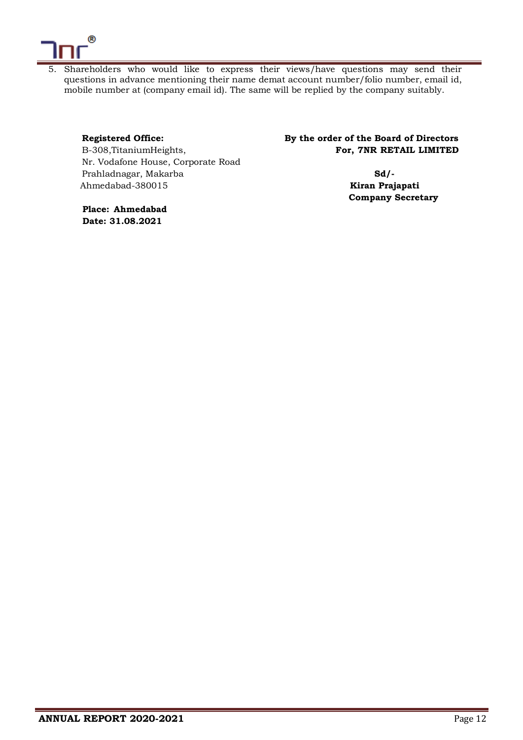5. Shareholders who would like to express their views/have questions may send their questions in advance mentioning their name demat account number/folio number, email id, mobile number at (company email id). The same will be replied by the company suitably.

**Registered Office:**
B-308,TitaniumHeights,
Nr. Vodafone House, Corporate Road
Prahladnagar, Makarba
Ahmedabad-380015

**Place: Ahmedabad**
**Date: 31.08.2021**

**By the order of the Board of Directors**
**For, 7NR RETAIL LIMITED**

**Sd/-**
**Kiran Prajapati**
**Company Secretary**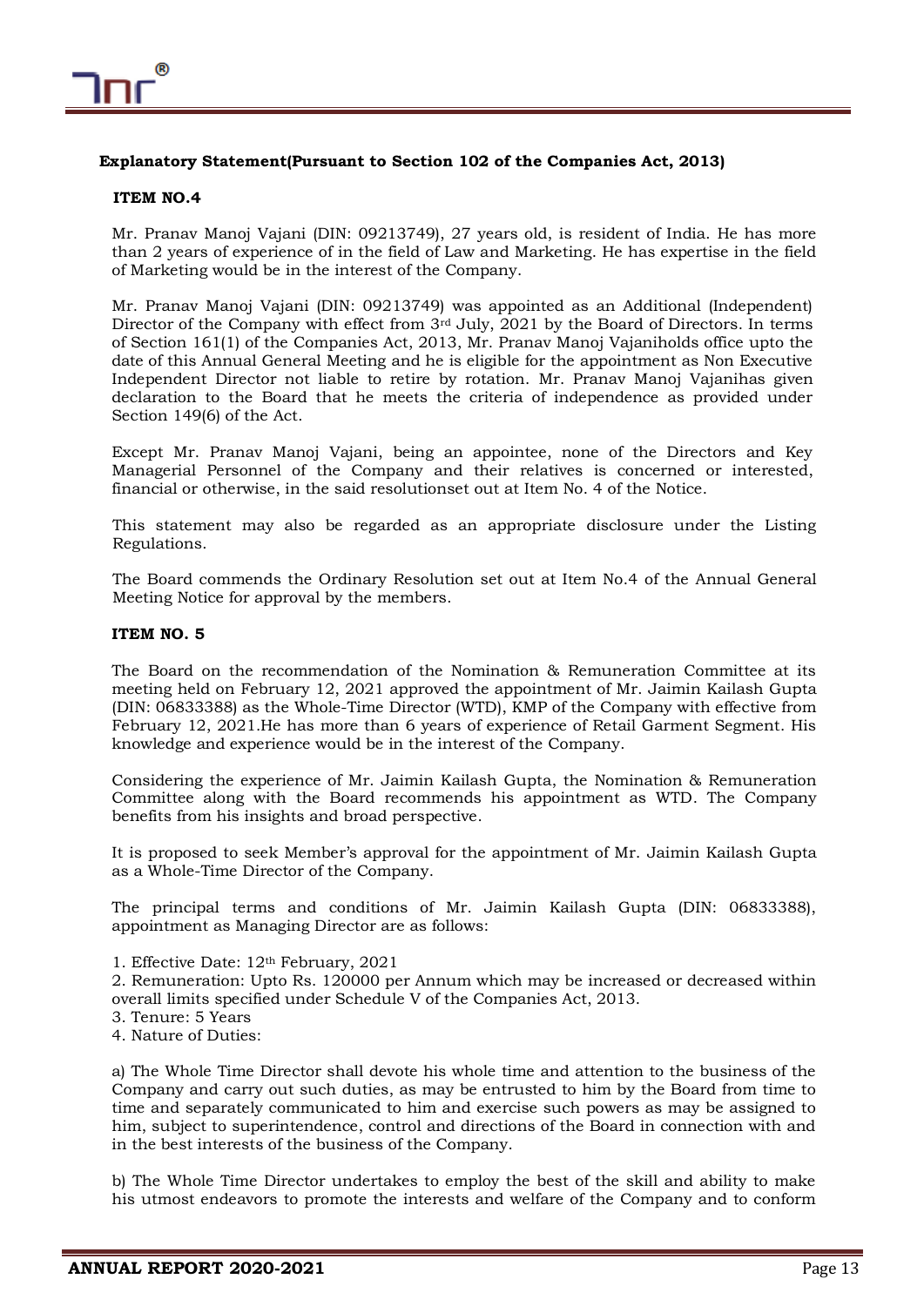## Explanatory Statement(Pursuant to Section 102 of the Companies Act, 2013)

### ITEM NO.4

Mr. Pranav Manoj Vajani (DIN: 09213749), 27 years old, is resident of India. He has more than 2 years of experience of in the field of Law and Marketing. He has expertise in the field of Marketing would be in the interest of the Company.

Mr. Pranav Manoj Vajani (DIN: 09213749) was appointed as an Additional (Independent) Director of the Company with effect from 3rd July, 2021 by the Board of Directors. In terms of Section 161(1) of the Companies Act, 2013, Mr. Pranav Manoj Vajaniholds office upto the date of this Annual General Meeting and he is eligible for the appointment as Non Executive Independent Director not liable to retire by rotation. Mr. Pranav Manoj Vajanihas given declaration to the Board that he meets the criteria of independence as provided under Section 149(6) of the Act.

Except Mr. Pranav Manoj Vajani, being an appointee, none of the Directors and Key Managerial Personnel of the Company and their relatives is concerned or interested, financial or otherwise, in the said resolutionset out at Item No. 4 of the Notice.

This statement may also be regarded as an appropriate disclosure under the Listing Regulations.

The Board commends the Ordinary Resolution set out at Item No.4 of the Annual General Meeting Notice for approval by the members.

### ITEM NO. 5

The Board on the recommendation of the Nomination & Remuneration Committee at its meeting held on February 12, 2021 approved the appointment of Mr. Jaimin Kailash Gupta (DIN: 06833388) as the Whole-Time Director (WTD), KMP of the Company with effective from February 12, 2021.He has more than 6 years of experience of Retail Garment Segment. His knowledge and experience would be in the interest of the Company.

Considering the experience of Mr. Jaimin Kailash Gupta, the Nomination & Remuneration Committee along with the Board recommends his appointment as WTD. The Company benefits from his insights and broad perspective.

It is proposed to seek Member's approval for the appointment of Mr. Jaimin Kailash Gupta as a Whole-Time Director of the Company.

The principal terms and conditions of Mr. Jaimin Kailash Gupta (DIN: 06833388), appointment as Managing Director are as follows:

1. Effective Date: 12th February, 2021
2. Remuneration: Upto Rs. 120000 per Annum which may be increased or decreased within overall limits specified under Schedule V of the Companies Act, 2013.
3. Tenure: 5 Years
4. Nature of Duties:

a) The Whole Time Director shall devote his whole time and attention to the business of the Company and carry out such duties, as may be entrusted to him by the Board from time to time and separately communicated to him and exercise such powers as may be assigned to him, subject to superintendence, control and directions of the Board in connection with and in the best interests of the business of the Company.

b) The Whole Time Director undertakes to employ the best of the skill and ability to make his utmost endeavors to promote the interests and welfare of the Company and to conform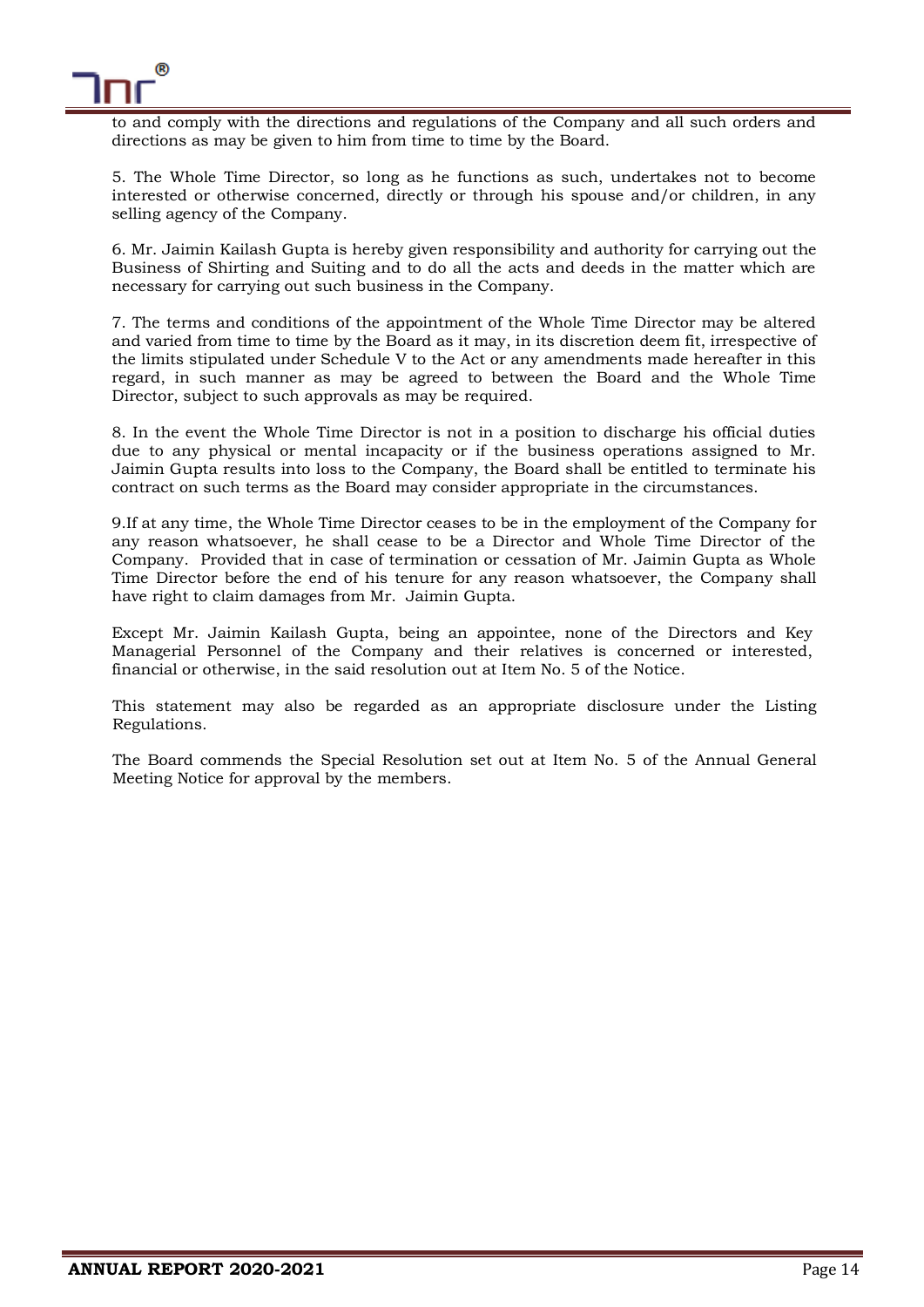to and comply with the directions and regulations of the Company and all such orders and directions as may be given to him from time to time by the Board.

5. The Whole Time Director, so long as he functions as such, undertakes not to become interested or otherwise concerned, directly or through his spouse and/or children, in any selling agency of the Company.

6. Mr. Jaimin Kailash Gupta is hereby given responsibility and authority for carrying out the Business of Shirting and Suiting and to do all the acts and deeds in the matter which are necessary for carrying out such business in the Company.

7. The terms and conditions of the appointment of the Whole Time Director may be altered and varied from time to time by the Board as it may, in its discretion deem fit, irrespective of the limits stipulated under Schedule V to the Act or any amendments made hereafter in this regard, in such manner as may be agreed to between the Board and the Whole Time Director, subject to such approvals as may be required.

8. In the event the Whole Time Director is not in a position to discharge his official duties due to any physical or mental incapacity or if the business operations assigned to Mr. Jaimin Gupta results into loss to the Company, the Board shall be entitled to terminate his contract on such terms as the Board may consider appropriate in the circumstances.

9.If at any time, the Whole Time Director ceases to be in the employment of the Company for any reason whatsoever, he shall cease to be a Director and Whole Time Director of the Company. Provided that in case of termination or cessation of Mr. Jaimin Gupta as Whole Time Director before the end of his tenure for any reason whatsoever, the Company shall have right to claim damages from Mr. Jaimin Gupta.

Except Mr. Jaimin Kailash Gupta, being an appointee, none of the Directors and Key Managerial Personnel of the Company and their relatives is concerned or interested, financial or otherwise, in the said resolution out at Item No. 5 of the Notice.

This statement may also be regarded as an appropriate disclosure under the Listing Regulations.

The Board commends the Special Resolution set out at Item No. 5 of the Annual General Meeting Notice for approval by the members.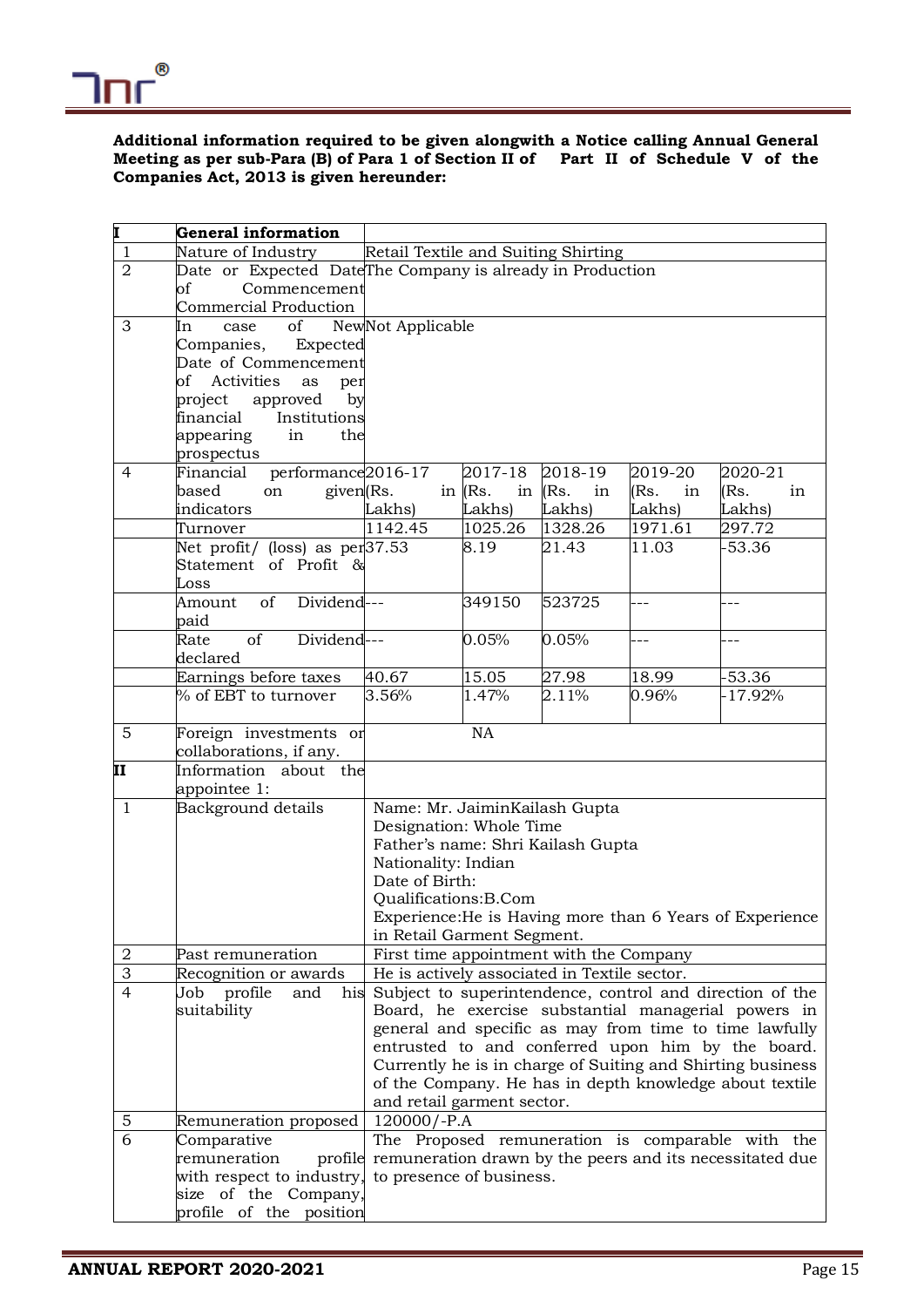**Additional information required to be given alongwith a Notice calling Annual General Meeting as per sub-Para (B) of Para 1 of Section II of Part II of Schedule V of the Companies Act, 2013 is given hereunder:**

| I | General information | | | | | |
|---|---|---|---|---|---|---|
| 1 | Nature of Industry | Retail Textile and Suiting Shirting | | | | |
| 2 | Date or Expected Date of Commencement Commercial Production | The Company is already in Production | | | | |
| 3 | In case of New Companies, Expected Date of Commencement of Activities as per project approved by financial Institutions appearing in the prospectus | Not Applicable | | | | |
| 4 | Financial performance based on given indicators | 2016-17 (Rs. in Lakhs) | 2017-18 (Rs. in Lakhs) | 2018-19 (Rs. in Lakhs) | 2019-20 (Rs. in Lakhs) | 2020-21 (Rs. in Lakhs) |
| | Turnover | 1142.45 | 1025.26 | 1328.26 | 1971.61 | 297.72 |
| | Net profit/ (loss) as per Statement of Profit & Loss | 37.53 | 8.19 | 21.43 | 11.03 | -53.36 |
| | Amount of Dividend paid | --- | 349150 | 523725 | --- | --- |
| | Rate of Dividend declared | --- | 0.05% | 0.05% | --- | --- |
| | Earnings before taxes | 40.67 | 15.05 | 27.98 | 18.99 | -53.36 |
| | % of EBT to turnover | 3.56% | 1.47% | 2.11% | 0.96% | -17.92% |
| 5 | Foreign investments or collaborations, if any. | NA | | | | |
| II | Information about the appointee 1: | | | | | |
| 1 | Background details | Name: Mr. JaiminKailash Gupta<br>Designation: Whole Time<br>Father's name: Shri Kailash Gupta<br>Nationality: Indian<br>Date of Birth:<br>Qualifications:B.Com<br>Experience:He is Having more than 6 Years of Experience in Retail Garment Segment. | | | | |
| 2 | Past remuneration | First time appointment with the Company | | | | |
| 3 | Recognition or awards | He is actively associated in Textile sector. | | | | |
| 4 | Job profile and his suitability | Subject to superintendence, control and direction of the Board, he exercise substantial managerial powers in general and specific as may from time to time lawfully entrusted to and conferred upon him by the board. Currently he is in charge of Suiting and Shirting business of the Company. He has in depth knowledge about textile and retail garment sector. | | | | |
| 5 | Remuneration proposed | 120000/-P.A | | | | |
| 6 | Comparative remuneration profile with respect to industry, size of the Company, profile of the position | The Proposed remuneration is comparable with the remuneration drawn by the peers and its necessitated due to presence of business. | | | | |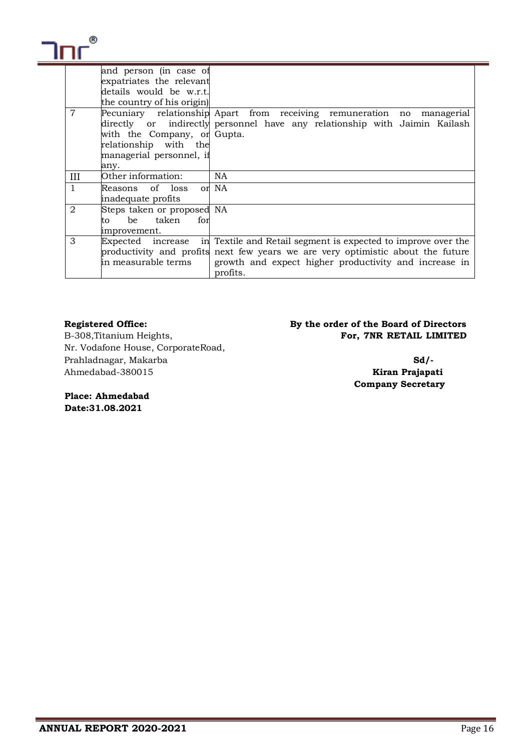|  |  |  |
|---|---|---|
|  | and person (in case of expatriates the relevant details would be w.r.t. the country of his origin) |  |
| 7 | Pecuniary relationship directly or indirectly with the Company, or relationship with the managerial personnel, if any. | Apart from receiving remuneration no managerial personnel have any relationship with Jaimin Kailash Gupta. |
| III | Other information: | NA |
| 1 | Reasons of loss or inadequate profits | NA |
| 2 | Steps taken or proposed to be taken for improvement. | NA |
| 3 | Expected increase in productivity and profits in measurable terms | Textile and Retail segment is expected to improve over the next few years we are very optimistic about the future growth and expect higher productivity and increase in profits. |

**Registered Office:**
B-308,Titanium Heights,
Nr. Vodafone House, CorporateRoad,
Prahladnagar, Makarba
Ahmedabad-380015

**By the order of the Board of Directors**
**For, 7NR RETAIL LIMITED**

**Sd/-**
**Kiran Prajapati**
**Company Secretary**

**Place: Ahmedabad**
**Date:31.08.2021**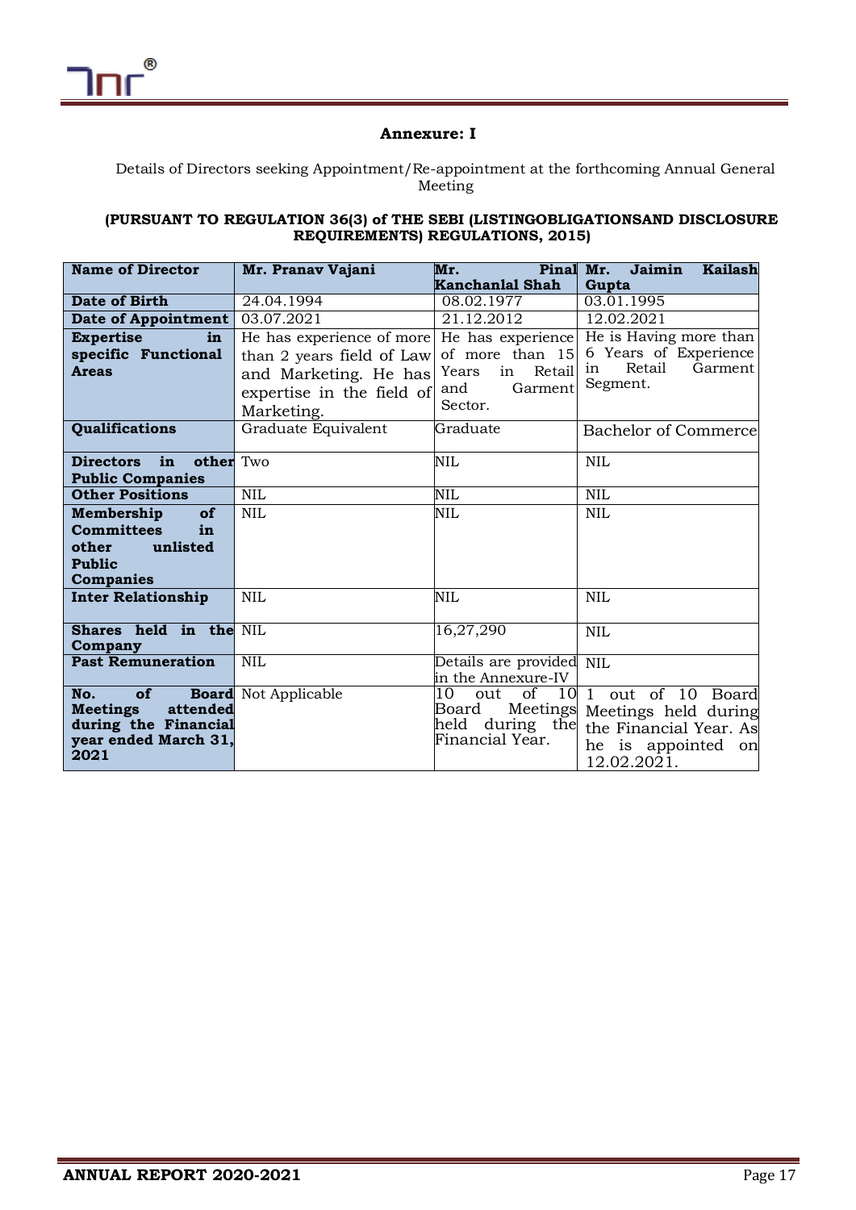## Annexure: I

Details of Directors seeking Appointment/Re-appointment at the forthcoming Annual General Meeting

**(PURSUANT TO REGULATION 36(3) of THE SEBI (LISTINGOBLIGATIONSAND DISCLOSURE REQUIREMENTS) REGULATIONS, 2015)**

| Name of Director | Mr. Pranav Vajani | Mr. Pinal Kanchanlal Shah | Mr. Jaimin Kailash Gupta |
|---|---|---|---|
| Date of Birth | 24.04.1994 | 08.02.1977 | 03.01.1995 |
| Date of Appointment | 03.07.2021 | 21.12.2012 | 12.02.2021 |
| Expertise in specific Functional Areas | He has experience of more than 2 years field of Law and Marketing. He has expertise in the field of Marketing. | He has experience of more than 15 Years in Retail and Garment Sector. | He is Having more than 6 Years of Experience in Retail Garment Segment. |
| Qualifications | Graduate Equivalent | Graduate | Bachelor of Commerce |
| Directors in other Public Companies | Two | NIL | NIL |
| Other Positions | NIL | NIL | NIL |
| Membership of Committees in other unlisted Public Companies | NIL | NIL | NIL |
| Inter Relationship | NIL | NIL | NIL |
| Shares held in the Company | NIL | 16,27,290 | NIL |
| Past Remuneration | NIL | Details are provided in the Annexure-IV | NIL |
| No. of Board Meetings attended during the Financial year ended March 31, 2021 | Not Applicable | 10 out of 10 Board Meetings held during the Financial Year. | 1 out of 10 Board Meetings held during the Financial Year. As he is appointed on 12.02.2021. |